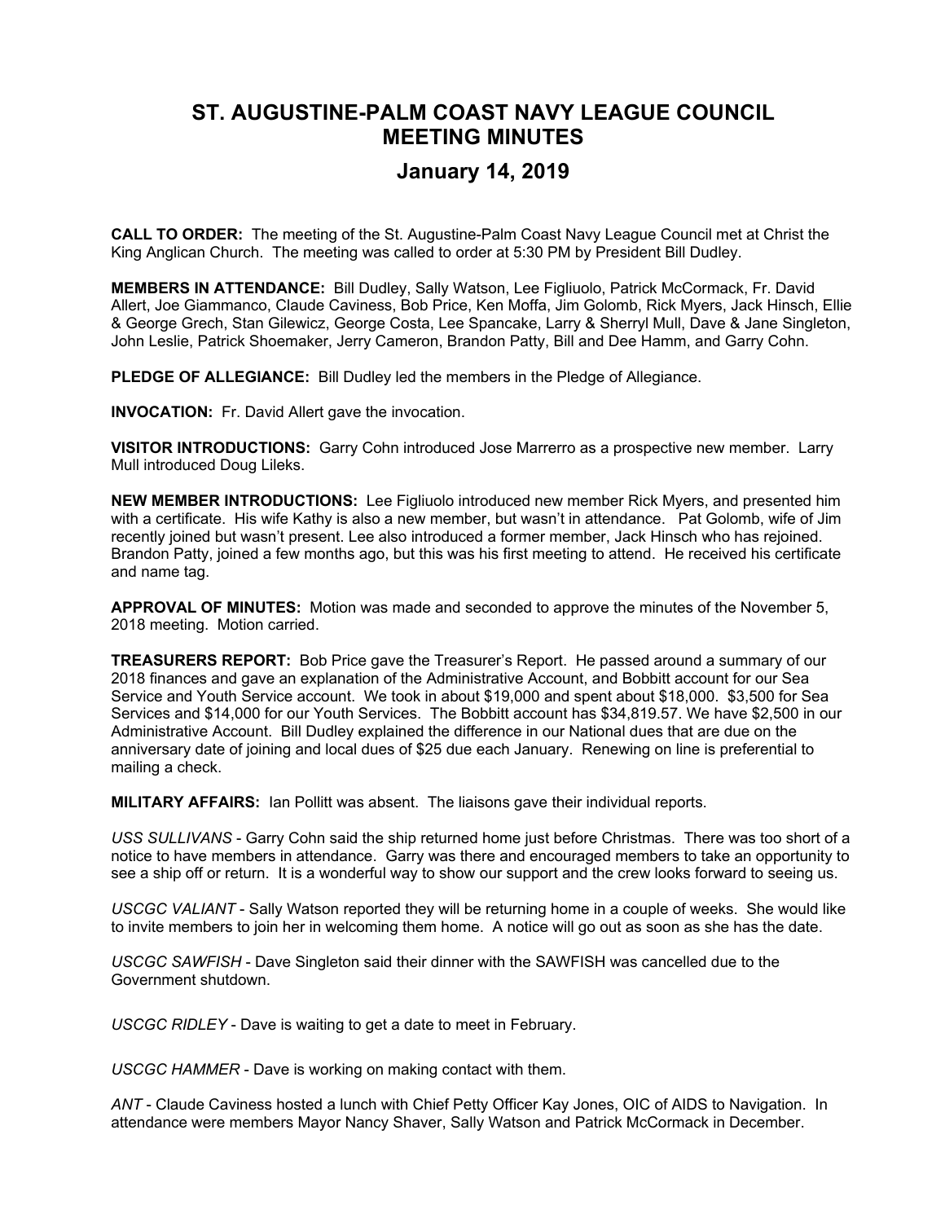# ST. AUGUSTINE-PALM COAST NAVY LEAGUE COUNCIL MEETING MINUTES

## January 14, 2019

**CALL TO ORDER:** The meeting of the St. Augustine-Palm Coast Navy League Council met at Christ the King Anglican Church. The meeting was called to order at 5:30 PM by President Bill Dudley.

**MEMBERS IN ATTENDANCE:** Bill Dudley, Sally Watson, Lee Figliuolo, Patrick McCormack, Fr. David Allert, Joe Giammanco, Claude Caviness, Bob Price, Ken Moffa, Jim Golomb, Rick Myers, Jack Hinsch, Ellie & George Grech, Stan Gilewicz, George Costa, Lee Spancake, Larry & Sherryl Mull, Dave & Jane Singleton, John Leslie, Patrick Shoemaker, Jerry Cameron, Brandon Patty, Bill and Dee Hamm, and Garry Cohn.

**PLEDGE OF ALLEGIANCE:** Bill Dudley led the members in the Pledge of Allegiance.

**INVOCATION:** Fr. David Allert gave the invocation.

**VISITOR INTRODUCTIONS:** Garry Cohn introduced Jose Marrerro as a prospective new member. Larry Mull introduced Doug Lileks.

**NEW MEMBER INTRODUCTIONS:** Lee Figliuolo introduced new member Rick Myers, and presented him with a certificate. His wife Kathy is also a new member, but wasn't in attendance. Pat Golomb, wife of Jim recently joined but wasn't present. Lee also introduced a former member, Jack Hinsch who has rejoined. Brandon Patty, joined a few months ago, but this was his first meeting to attend. He received his certificate and name tag.

**APPROVAL OF MINUTES:** Motion was made and seconded to approve the minutes of the November 5, 2018 meeting. Motion carried.

**TREASURERS REPORT:** Bob Price gave the Treasurer's Report. He passed around a summary of our 2018 finances and gave an explanation of the Administrative Account, and Bobbitt account for our Sea Service and Youth Service account. We took in about $19,000 and spent about $18,000. $3,500 for Sea Services and $14,000 for our Youth Services. The Bobbitt account has $34,819.57. We have $2,500 in our Administrative Account. Bill Dudley explained the difference in our National dues that are due on the anniversary date of joining and local dues of $25 due each January. Renewing on line is preferential to mailing a check.

**MILITARY AFFAIRS:** Ian Pollitt was absent. The liaisons gave their individual reports.

*USS SULLIVANS* - Garry Cohn said the ship returned home just before Christmas. There was too short of a notice to have members in attendance. Garry was there and encouraged members to take an opportunity to see a ship off or return. It is a wonderful way to show our support and the crew looks forward to seeing us.

*USCGC VALIANT* - Sally Watson reported they will be returning home in a couple of weeks. She would like to invite members to join her in welcoming them home. A notice will go out as soon as she has the date.

*USCGC SAWFISH* - Dave Singleton said their dinner with the SAWFISH was cancelled due to the Government shutdown.

*USCGC RIDLEY* - Dave is waiting to get a date to meet in February.

*USCGC HAMMER* - Dave is working on making contact with them.

*ANT* - Claude Caviness hosted a lunch with Chief Petty Officer Kay Jones, OIC of AIDS to Navigation. In attendance were members Mayor Nancy Shaver, Sally Watson and Patrick McCormack in December.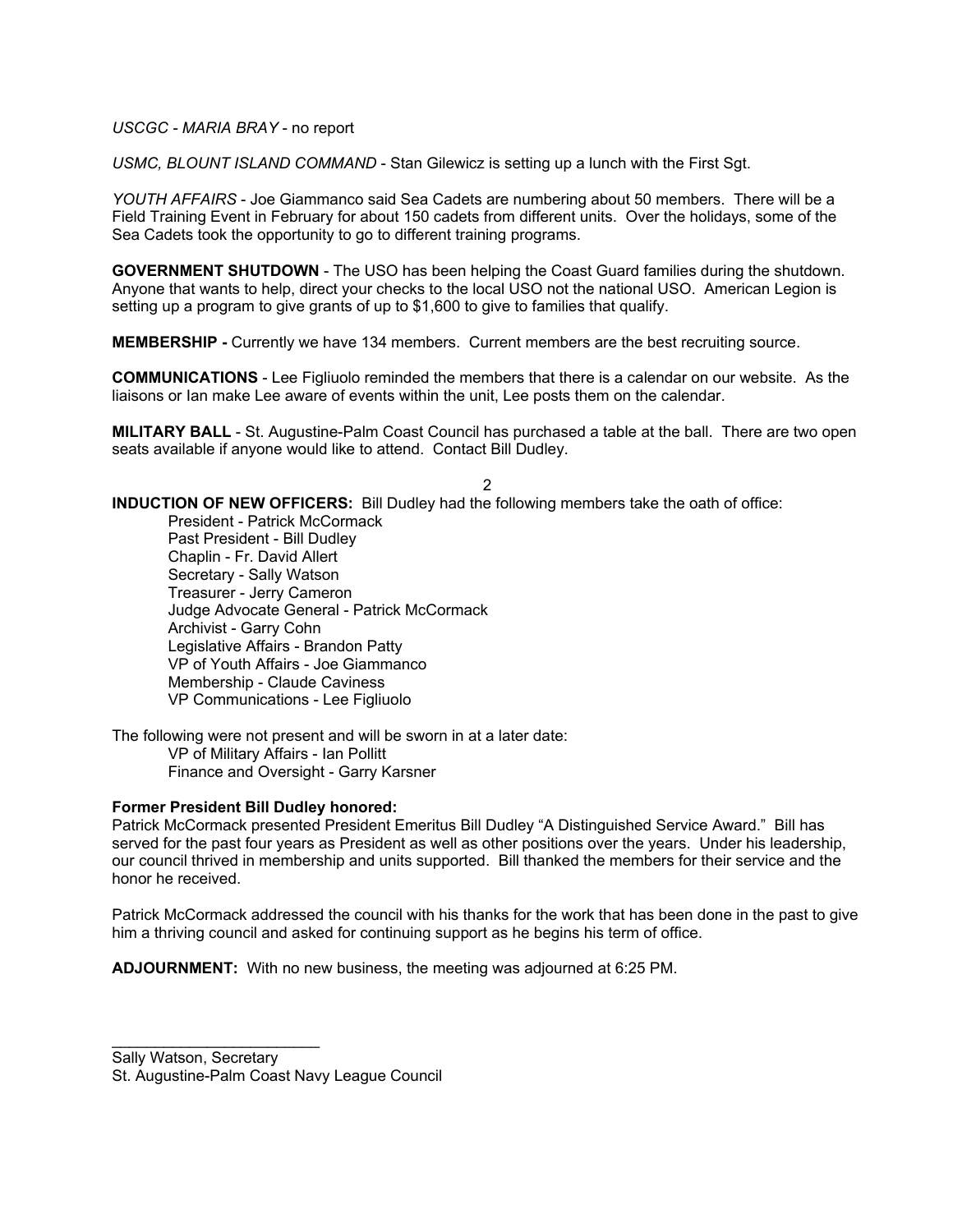*USCGC - MARIA BRAY* - no report

*USMC, BLOUNT ISLAND COMMAND* - Stan Gilewicz is setting up a lunch with the First Sgt.

*YOUTH AFFAIRS* - Joe Giammanco said Sea Cadets are numbering about 50 members. There will be a Field Training Event in February for about 150 cadets from different units. Over the holidays, some of the Sea Cadets took the opportunity to go to different training programs.

**GOVERNMENT SHUTDOWN** - The USO has been helping the Coast Guard families during the shutdown. Anyone that wants to help, direct your checks to the local USO not the national USO. American Legion is setting up a program to give grants of up to $1,600 to give to families that qualify.

**MEMBERSHIP -** Currently we have 134 members. Current members are the best recruiting source.

**COMMUNICATIONS** - Lee Figliuolo reminded the members that there is a calendar on our website. As the liaisons or Ian make Lee aware of events within the unit, Lee posts them on the calendar.

**MILITARY BALL** - St. Augustine-Palm Coast Council has purchased a table at the ball. There are two open seats available if anyone would like to attend. Contact Bill Dudley.

**INDUCTION OF NEW OFFICERS:** Bill Dudley had the following members take the oath of office:

- President - Patrick McCormack
- Past President - Bill Dudley
- Chaplin - Fr. David Allert
- Secretary - Sally Watson
- Treasurer - Jerry Cameron
- Judge Advocate General - Patrick McCormack
- Archivist - Garry Cohn
- Legislative Affairs - Brandon Patty
- VP of Youth Affairs - Joe Giammanco
- Membership - Claude Caviness
- VP Communications - Lee Figliuolo

The following were not present and will be sworn in at a later date:

- VP of Military Affairs - Ian Pollitt
- Finance and Oversight - Garry Karsner

**Former President Bill Dudley honored:**
Patrick McCormack presented President Emeritus Bill Dudley "A Distinguished Service Award." Bill has served for the past four years as President as well as other positions over the years. Under his leadership, our council thrived in membership and units supported. Bill thanked the members for their service and the honor he received.

Patrick McCormack addressed the council with his thanks for the work that has been done in the past to give him a thriving council and asked for continuing support as he begins his term of office.

**ADJOURNMENT:** With no new business, the meeting was adjourned at 6:25 PM.

\_\_\_\_\_\_\_\_\_\_\_\_\_\_\_\_\_\_\_\_\_\_\_\_

Sally Watson, Secretary
St. Augustine-Palm Coast Navy League Council